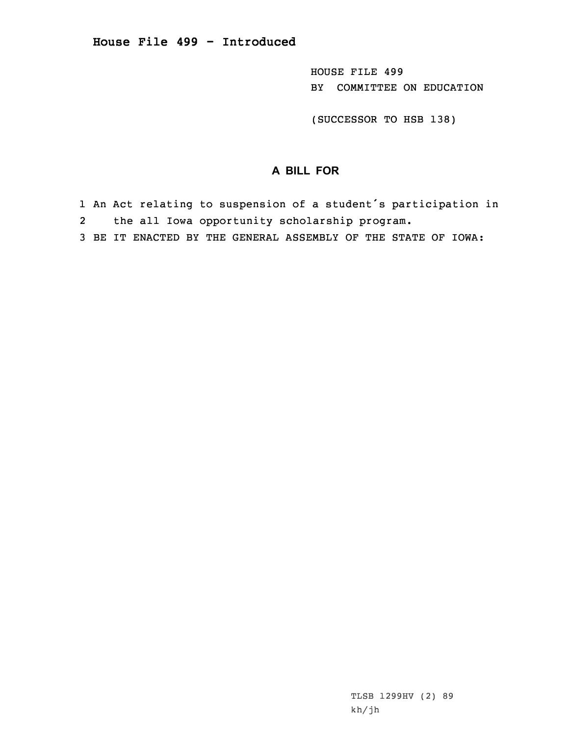# House File 499 - Introduced

HOUSE FILE 499
BY COMMITTEE ON EDUCATION

(SUCCESSOR TO HSB 138)

## A BILL FOR

1 An Act relating to suspension of a student′s participation in
2 the all Iowa opportunity scholarship program.
3 BE IT ENACTED BY THE GENERAL ASSEMBLY OF THE STATE OF IOWA:

TLSB 1299HV (2) 89
kh/jh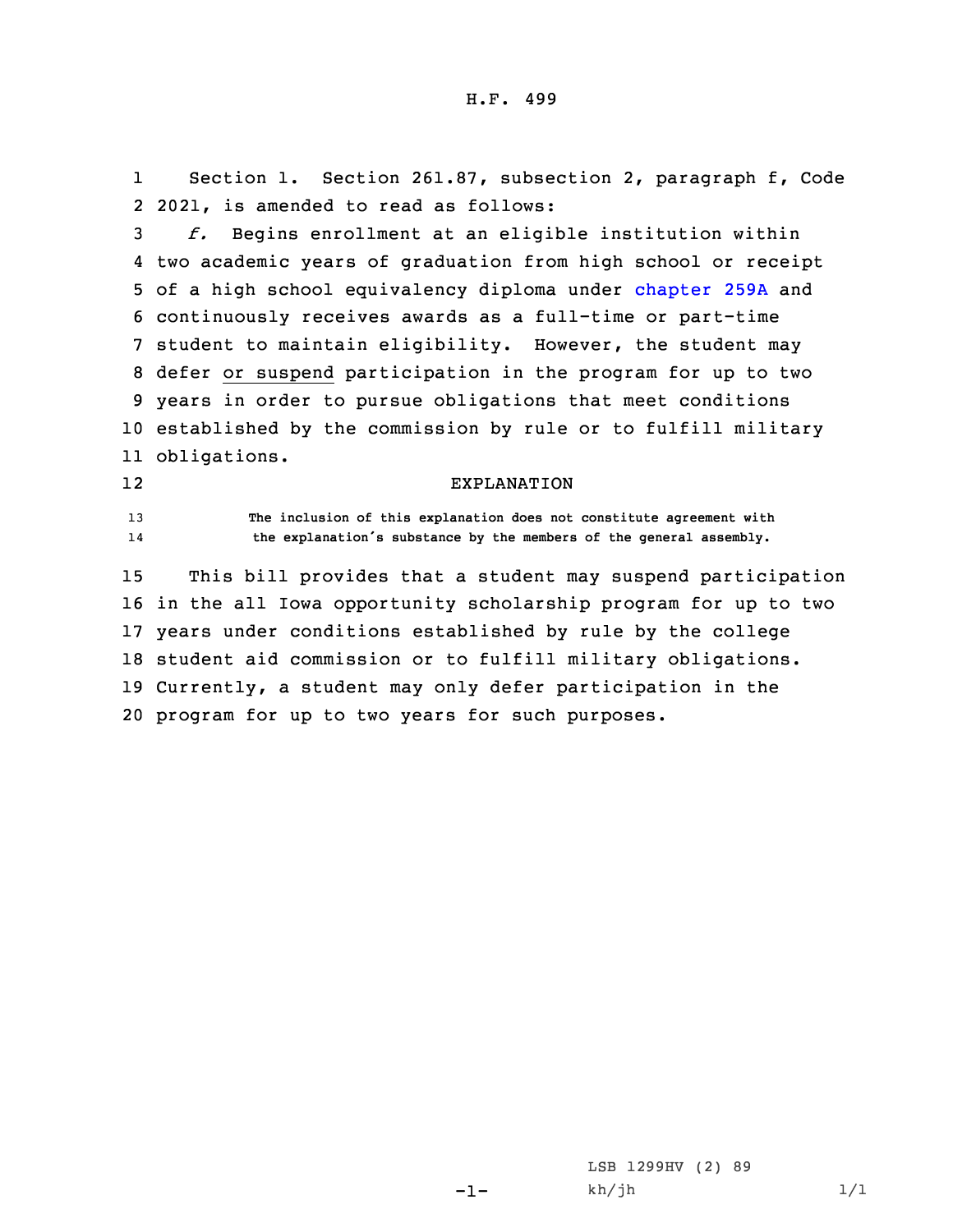Section 1. Section 261.87, subsection 2, paragraph f, Code 2021, is amended to read as follows:

*f.* Begins enrollment at an eligible institution within two academic years of graduation from high school or receipt of a high school equivalency diploma under chapter 259A and continuously receives awards as a full-time or part-time student to maintain eligibility. However, the student may defer or suspend participation in the program for up to two years in order to pursue obligations that meet conditions established by the commission by rule or to fulfill military obligations.

EXPLANATION

The inclusion of this explanation does not constitute agreement with the explanation's substance by the members of the general assembly.

This bill provides that a student may suspend participation in the all Iowa opportunity scholarship program for up to two years under conditions established by rule by the college student aid commission or to fulfill military obligations. Currently, a student may only defer participation in the program for up to two years for such purposes.

LSB 1299HV (2) 89
kh/jh